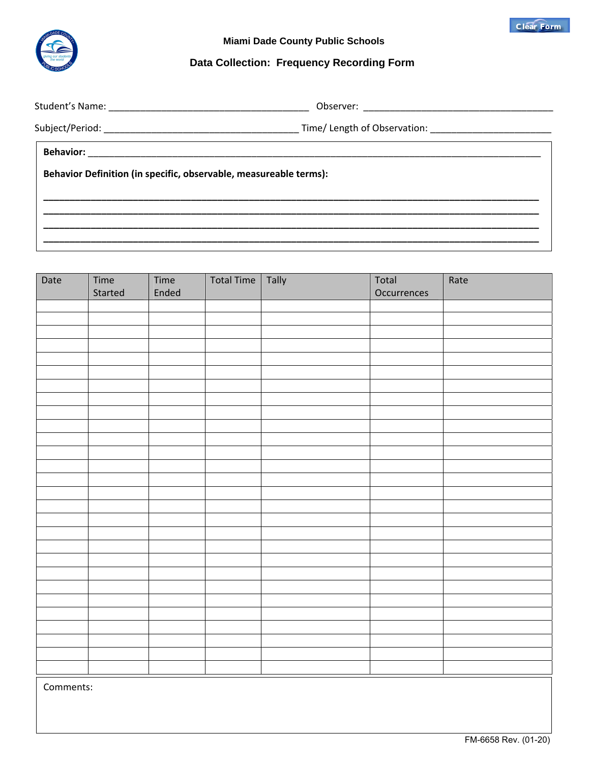# Miami Dade County Public Schools

## Data Collection: Frequency Recording Form

Student's Name: ______________________________________ Observer: ____________________________________

Subject/Period: _____________________________________ Time/ Length of Observation: _______________________

**Behavior:** ________________________________________________________________________________________

**Behavior Definition (in specific, observable, measureable terms):**

______________________________________________________________________________________________

______________________________________________________________________________________________

______________________________________________________________________________________________

______________________________________________________________________________________________

| Date | Time Started | Time Ended | Total Time | Tally | Total Occurrences | Rate |
|---|---|---|---|---|---|---|
| | | | | | | |
| | | | | | | |
| | | | | | | |
| | | | | | | |
| | | | | | | |
| | | | | | | |
| | | | | | | |
| | | | | | | |
| | | | | | | |
| | | | | | | |
| | | | | | | |
| | | | | | | |
| | | | | | | |
| | | | | | | |
| | | | | | | |
| | | | | | | |
| | | | | | | |
| | | | | | | |
| | | | | | | |
| | | | | | | |
| | | | | | | |
| | | | | | | |
| | | | | | | |
| | | | | | | |
| | | | | | | |
| | | | | | | |
| | | | | | | |
| | | | | | | |
| | | | | | | |
| | | | | | | |

Comments:

FM-6658 Rev. (01-20)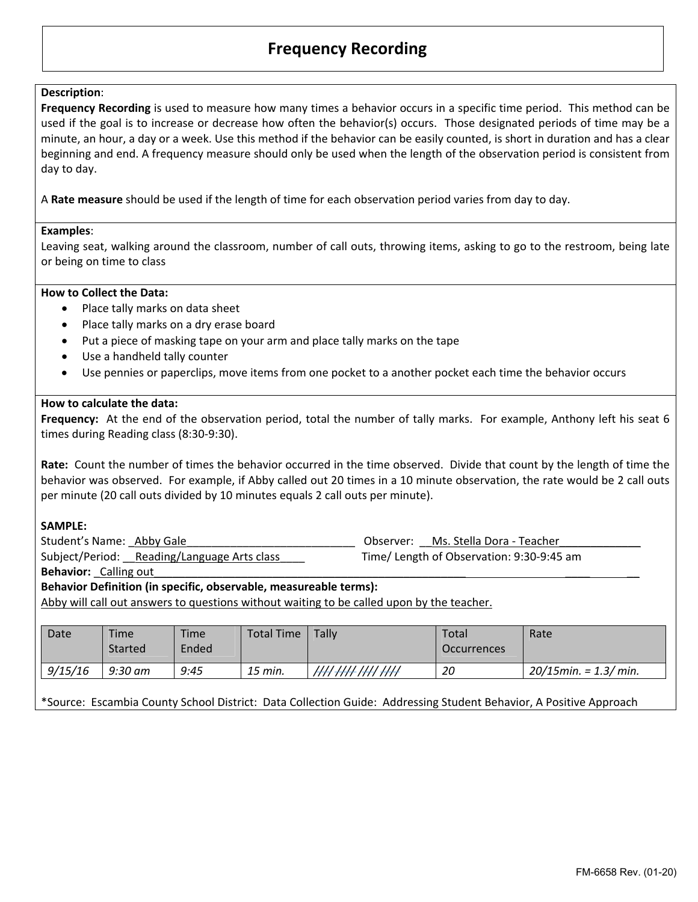# Frequency Recording

**Description**:
**Frequency Recording** is used to measure how many times a behavior occurs in a specific time period. This method can be used if the goal is to increase or decrease how often the behavior(s) occurs. Those designated periods of time may be a minute, an hour, a day or a week. Use this method if the behavior can be easily counted, is short in duration and has a clear beginning and end. A frequency measure should only be used when the length of the observation period is consistent from day to day.

A **Rate measure** should be used if the length of time for each observation period varies from day to day.

**Examples**:
Leaving seat, walking around the classroom, number of call outs, throwing items, asking to go to the restroom, being late or being on time to class

**How to Collect the Data:**

- Place tally marks on data sheet
- Place tally marks on a dry erase board
- Put a piece of masking tape on your arm and place tally marks on the tape
- Use a handheld tally counter
- Use pennies or paperclips, move items from one pocket to a another pocket each time the behavior occurs

**How to calculate the data:**
**Frequency:** At the end of the observation period, total the number of tally marks. For example, Anthony left his seat 6 times during Reading class (8:30-9:30).

**Rate:** Count the number of times the behavior occurred in the time observed. Divide that count by the length of time the behavior was observed. For example, if Abby called out 20 times in a 10 minute observation, the rate would be 2 call outs per minute (20 call outs divided by 10 minutes equals 2 call outs per minute).

**SAMPLE:**
Student's Name: Abby Gale Observer: Ms. Stella Dora - Teacher
Subject/Period: Reading/Language Arts class Time/ Length of Observation: 9:30-9:45 am
**Behavior:** Calling out
**Behavior Definition (in specific, observable, measureable terms):**
Abby will call out answers to questions without waiting to be called upon by the teacher.

| Date | Time Started | Time Ended | Total Time | Tally | Total Occurrences | Rate |
|---|---|---|---|---|---|---|
| *9/15/16* | *9:30 am* | *9:45* | *15 min.* | *~~////~~ ~~////~~ ~~////~~ ~~////~~* | *20* | *20/15min. = 1.3/ min.* |

*Source: Escambia County School District: Data Collection Guide: Addressing Student Behavior, A Positive Approach

FM-6658 Rev. (01-20)